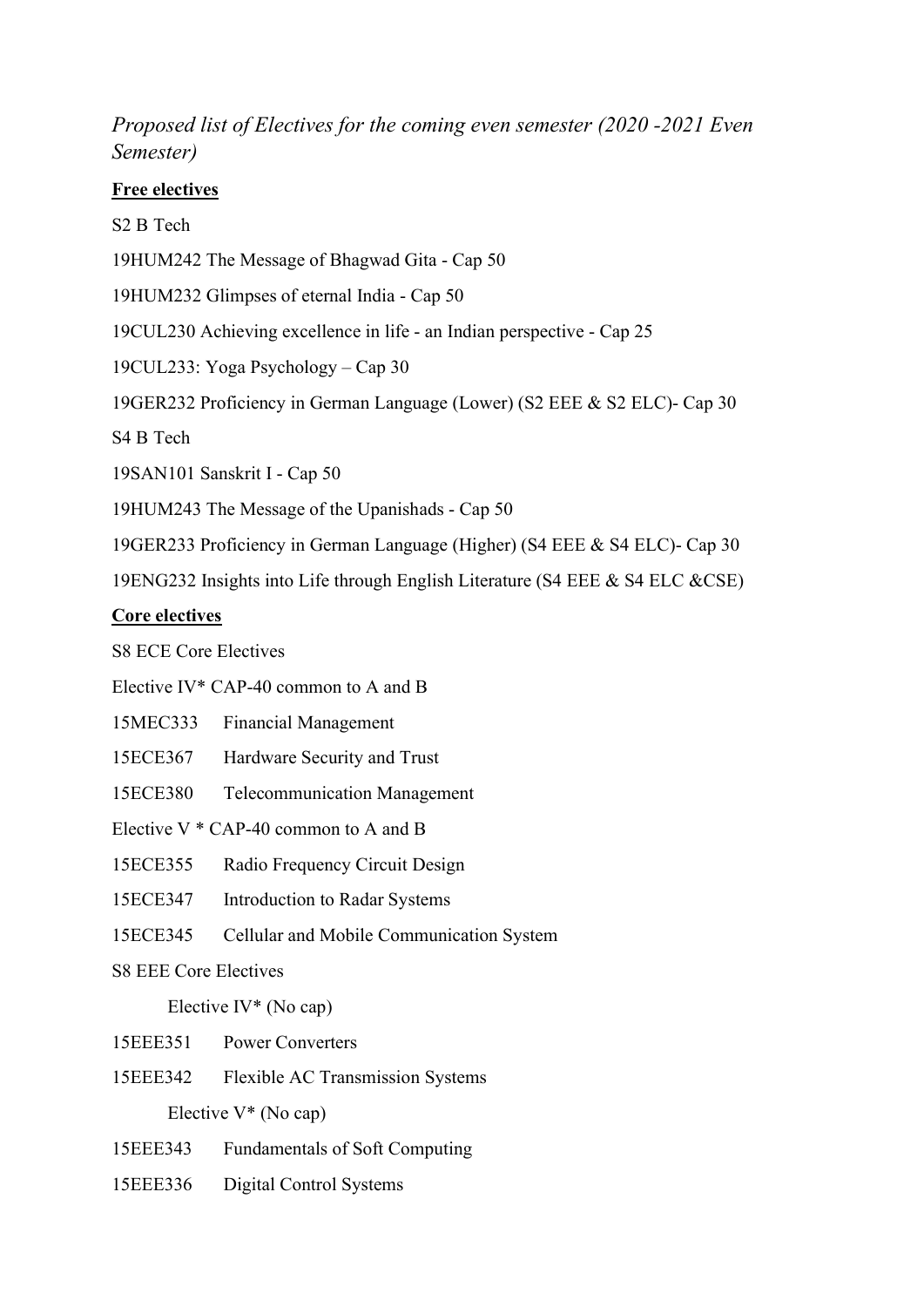*Proposed list of Electives for the coming even semester (2020 -2021 Even Semester)*

**Free electives**

S2 B Tech

19HUM242 The Message of Bhagwad Gita - Cap 50

19HUM232 Glimpses of eternal India - Cap 50

19CUL230 Achieving excellence in life - an Indian perspective - Cap 25

19CUL233: Yoga Psychology – Cap 30

19GER232 Proficiency in German Language (Lower) (S2 EEE & S2 ELC)- Cap 30

S4 B Tech

19SAN101 Sanskrit I - Cap 50

19HUM243 The Message of the Upanishads - Cap 50

19GER233 Proficiency in German Language (Higher) (S4 EEE & S4 ELC)- Cap 30

19ENG232 Insights into Life through English Literature (S4 EEE & S4 ELC &CSE)

**Core electives**

S8 ECE Core Electives

Elective IV* CAP-40 common to A and B

15MEC333 Financial Management

15ECE367 Hardware Security and Trust

15ECE380 Telecommunication Management

Elective V * CAP-40 common to A and B

15ECE355 Radio Frequency Circuit Design

15ECE347 Introduction to Radar Systems

15ECE345 Cellular and Mobile Communication System

S8 EEE Core Electives

Elective IV* (No cap)

15EEE351 Power Converters

15EEE342 Flexible AC Transmission Systems

Elective V* (No cap)

15EEE343 Fundamentals of Soft Computing

15EEE336 Digital Control Systems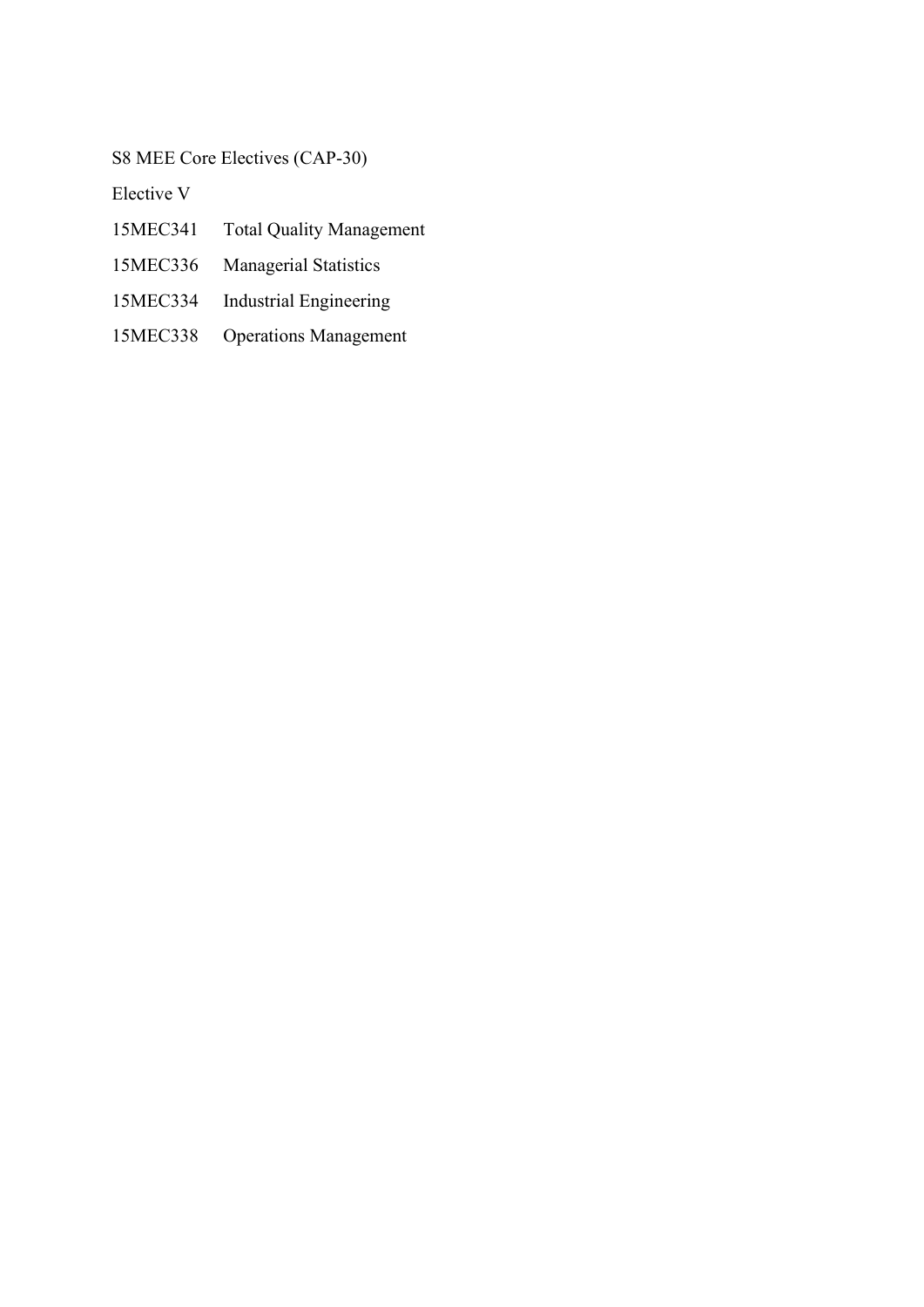S8 MEE Core Electives (CAP-30)

Elective V

| | |
|---|---|
| 15MEC341 | Total Quality Management |
| 15MEC336 | Managerial Statistics |
| 15MEC334 | Industrial Engineering |
| 15MEC338 | Operations Management |